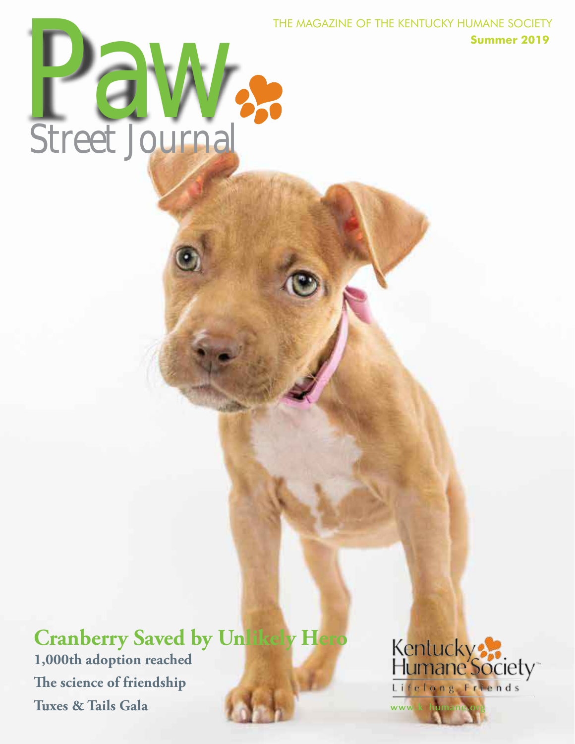THE MAGAZINE OF THE KENTUCKY HUMANE SOCIETY

**Summer 2019**

# Paw Street Journal

## Cranberry Saved by Unlikely Hero

**1,000th adoption reached**

**The science of friendship**

**Tuxes & Tails Gala**

Kentucky Humane Society

Lifelong Friends

www.kyhumane.org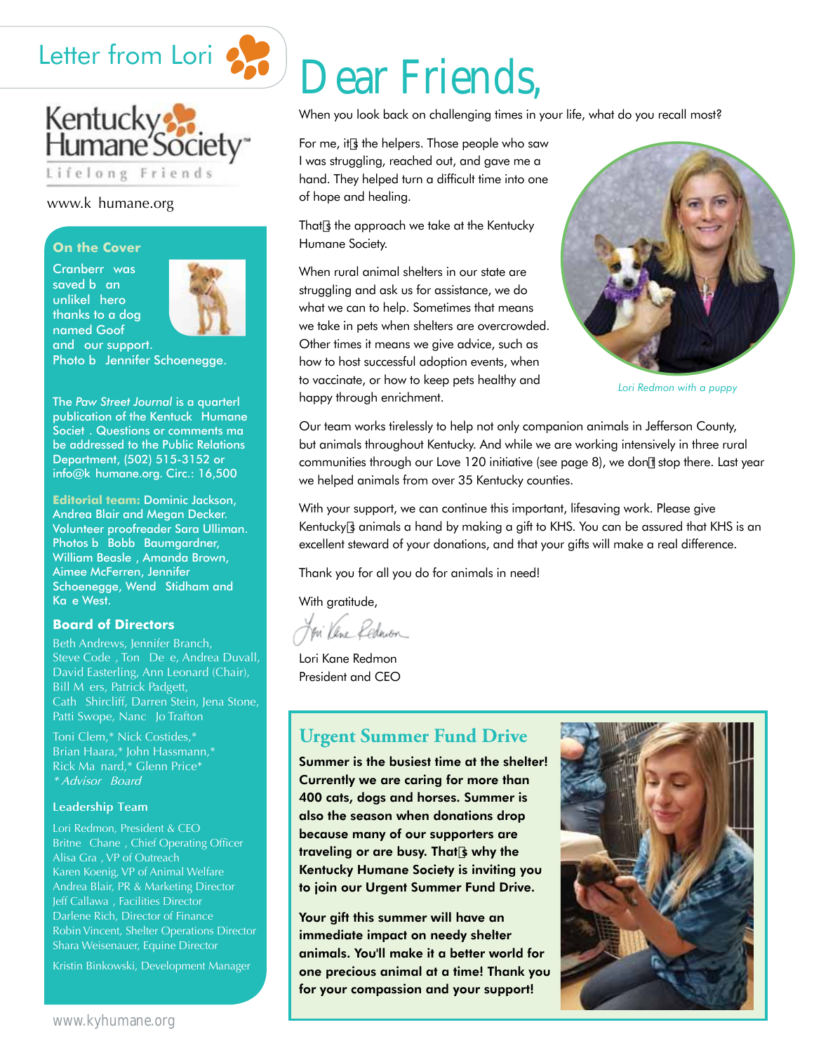## Letter from Lori

Kentucky Humane Society™
Lifelong Friends

www.k humane.org

### On the Cover

Cranberr was saved b an unlikel hero thanks to a dog named Goof and our support. Photo b Jennifer Schoenegge.

The *Paw Street Journal* is a quarterl publication of the Kentuck Humane Societ . Questions or comments ma be addressed to the Public Relations Department, (502) 515-3152 or info@k humane.org. Circ.: 16,500

**Editorial team:** Dominic Jackson, Andrea Blair and Megan Decker. Volunteer proofreader Sara Ulliman. Photos b Bobb Baumgardner, William Beasle , Amanda Brown, Aimee McFerren, Jennifer Schoenegge, Wend Stidham and Ka e West.

### Board of Directors

Beth Andrews, Jennifer Branch, Steve Code , Ton De e, Andrea Duvall, David Easterling, Ann Leonard (Chair), Bill M ers, Patrick Padgett, Cath Shircliff, Darren Stein, Jena Stone, Patti Swope, Nanc Jo Trafton

Toni Clem,* Nick Costides,* Brian Haara,* John Hassmann,* Rick Ma nard,* Glenn Price*
*\* Advisor Board*

### Leadership Team

Lori Redmon, President & CEO
Britne Chane , Chief Operating Officer
Alisa Gra , VP of Outreach
Karen Koenig, VP of Animal Welfare
Andrea Blair, PR & Marketing Director
Jeff Callawa , Facilities Director
Darlene Rich, Director of Finance
Robin Vincent, Shelter Operations Director
Shara Weisenauer, Equine Director

Kristin Binkowski, Development Manager

# Dear Friends,

When you look back on challenging times in your life, what do you recall most?

For me, it's the helpers. Those people who saw I was struggling, reached out, and gave me a hand. They helped turn a difficult time into one of hope and healing.

That's the approach we take at the Kentucky Humane Society.

When rural animal shelters in our state are struggling and ask us for assistance, we do what we can to help. Sometimes that means we take in pets when shelters are overcrowded. Other times it means we give advice, such as how to host successful adoption events, when to vaccinate, or how to keep pets healthy and happy through enrichment.

*Lori Redmon with a puppy*

Our team works tirelessly to help not only companion animals in Jefferson County, but animals throughout Kentucky. And while we are working intensively in three rural communities through our Love 120 initiative (see page 8), we don't stop there. Last year we helped animals from over 35 Kentucky counties.

With your support, we can continue this important, lifesaving work. Please give Kentucky's animals a hand by making a gift to KHS. You can be assured that KHS is an excellent steward of your donations, and that your gifts will make a real difference.

Thank you for all you do for animals in need!

With gratitude,

Lori Kane Redmon
President and CEO

## Urgent Summer Fund Drive

**Summer is the busiest time at the shelter! Currently we are caring for more than 400 cats, dogs and horses. Summer is also the season when donations drop because many of our supporters are traveling or are busy. That's why the Kentucky Humane Society is inviting you to join our Urgent Summer Fund Drive.**

**Your gift this summer will have an immediate impact on needy shelter animals. You'll make it a better world for one precious animal at a time! Thank you for your compassion and your support!**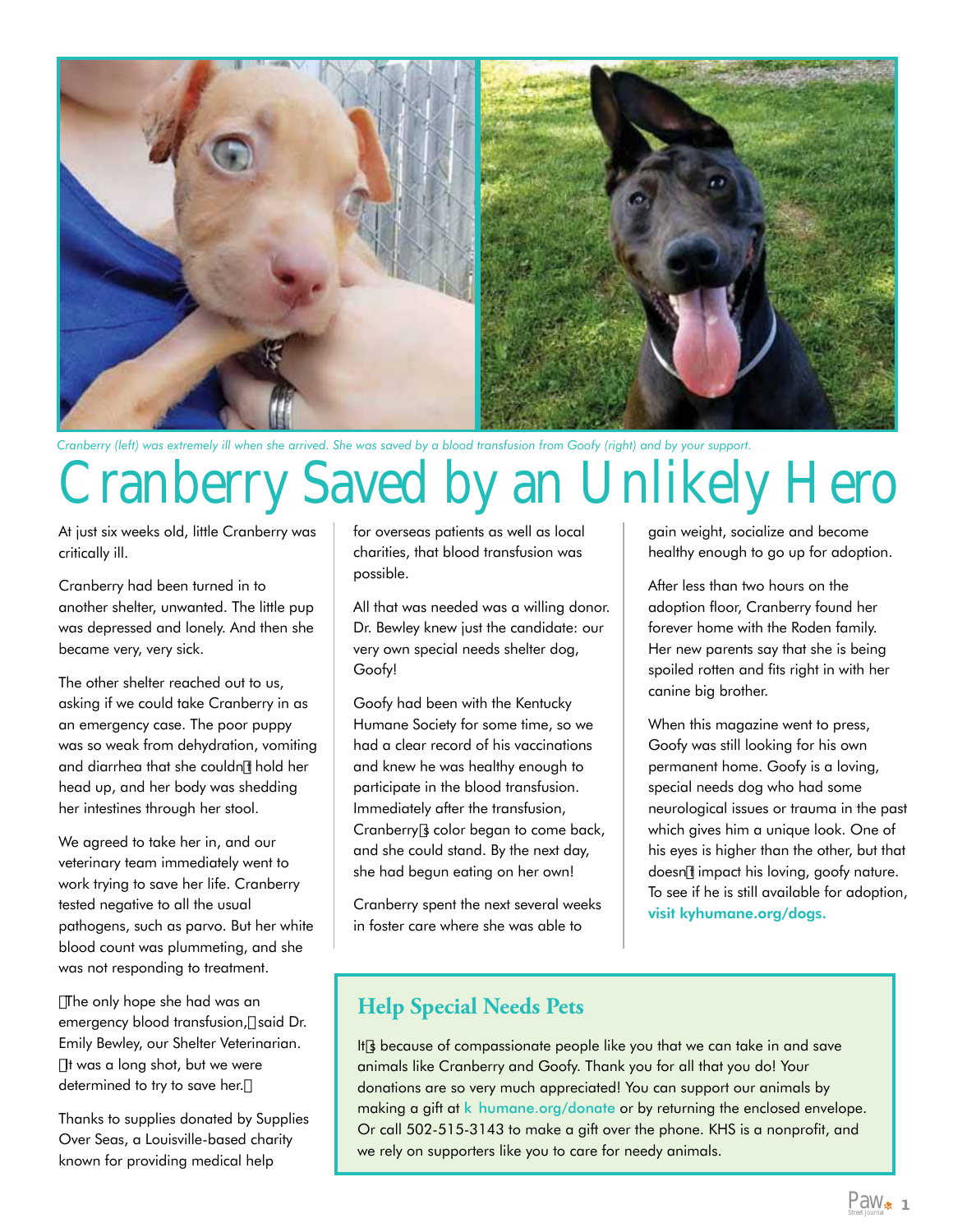*Cranberry (left) was extremely ill when she arrived. She was saved by a blood transfusion from Goofy (right) and by your support.*

# Cranberry Saved by an Unlikely Hero

At just six weeks old, little Cranberry was critically ill.

Cranberry had been turned in to another shelter, unwanted. The little pup was depressed and lonely. And then she became very, very sick.

The other shelter reached out to us, asking if we could take Cranberry in as an emergency case. The poor puppy was so weak from dehydration, vomiting and diarrhea that she couldn't hold her head up, and her body was shedding her intestines through her stool.

We agreed to take her in, and our veterinary team immediately went to work trying to save her life. Cranberry tested negative to all the usual pathogens, such as parvo. But her white blood count was plummeting, and she was not responding to treatment.

"The only hope she had was an emergency blood transfusion," said Dr. Emily Bewley, our Shelter Veterinarian. "It was a long shot, but we were determined to try to save her."

Thanks to supplies donated by Supplies Over Seas, a Louisville-based charity known for providing medical help for overseas patients as well as local charities, that blood transfusion was possible.

All that was needed was a willing donor. Dr. Bewley knew just the candidate: our very own special needs shelter dog, Goofy!

Goofy had been with the Kentucky Humane Society for some time, so we had a clear record of his vaccinations and knew he was healthy enough to participate in the blood transfusion. Immediately after the transfusion, Cranberry's color began to come back, and she could stand. By the next day, she had begun eating on her own!

Cranberry spent the next several weeks in foster care where she was able to gain weight, socialize and become healthy enough to go up for adoption.

After less than two hours on the adoption floor, Cranberry found her forever home with the Roden family. Her new parents say that she is being spoiled rotten and fits right in with her canine big brother.

When this magazine went to press, Goofy was still looking for his own permanent home. Goofy is a loving, special needs dog who had some neurological issues or trauma in the past which gives him a unique look. One of his eyes is higher than the other, but that doesn't impact his loving, goofy nature. To see if he is still available for adoption, **visit kyhumane.org/dogs.**

## Help Special Needs Pets

It's because of compassionate people like you that we can take in and save animals like Cranberry and Goofy. Thank you for all that you do! Your donations are so very much appreciated! You can support our animals by making a gift at kyhumane.org/donate or by returning the enclosed envelope. Or call 502-515-3143 to make a gift over the phone. KHS is a nonprofit, and we rely on supporters like you to care for needy animals.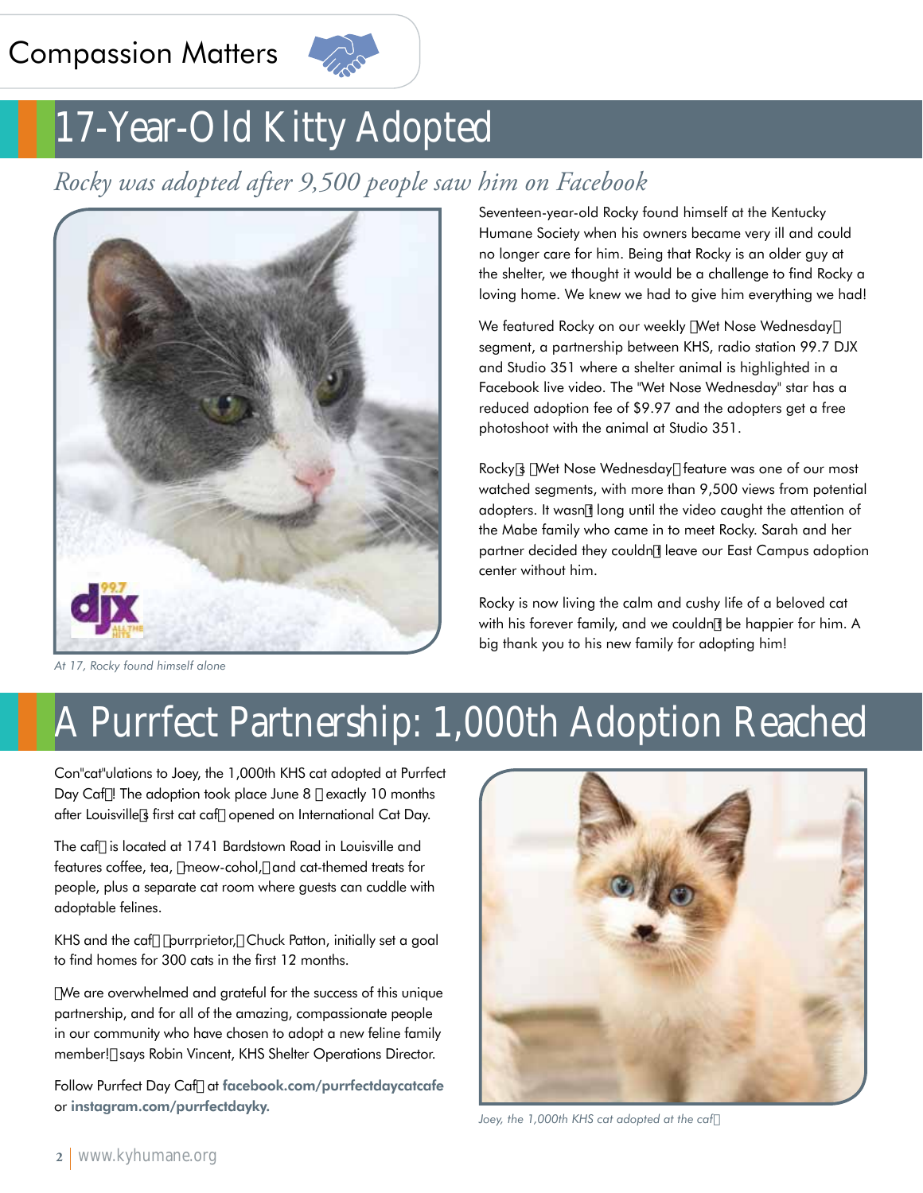Compassion Matters

# 17-Year-Old Kitty Adopted

## *Rocky was adopted after 9,500 people saw him on Facebook*

*At 17, Rocky found himself alone*

Seventeen-year-old Rocky found himself at the Kentucky Humane Society when his owners became very ill and could no longer care for him. Being that Rocky is an older guy at the shelter, we thought it would be a challenge to find Rocky a loving home. We knew we had to give him everything we had!

We featured Rocky on our weekly "Wet Nose Wednesday" segment, a partnership between KHS, radio station 99.7 DJX and Studio 351 where a shelter animal is highlighted in a Facebook live video. The "Wet Nose Wednesday" star has a reduced adoption fee of $9.97 and the adopters get a free photoshoot with the animal at Studio 351.

Rocky's "Wet Nose Wednesday" feature was one of our most watched segments, with more than 9,500 views from potential adopters. It wasn't long until the video caught the attention of the Mabe family who came in to meet Rocky. Sarah and her partner decided they couldn't leave our East Campus adoption center without him.

Rocky is now living the calm and cushy life of a beloved cat with his forever family, and we couldn't be happier for him. A big thank you to his new family for adopting him!

# A Purrfect Partnership: 1,000th Adoption Reached

Con"cat"ulations to Joey, the 1,000th KHS cat adopted at Purrfect Day Café! The adoption took place June 8 – exactly 10 months after Louisville's first cat café opened on International Cat Day.

The café is located at 1741 Bardstown Road in Louisville and features coffee, tea, "meow-cohol," and cat-themed treats for people, plus a separate cat room where guests can cuddle with adoptable felines.

KHS and the café "purrprietor," Chuck Patton, initially set a goal to find homes for 300 cats in the first 12 months.

"We are overwhelmed and grateful for the success of this unique partnership, and for all of the amazing, compassionate people in our community who have chosen to adopt a new feline family member!" says Robin Vincent, KHS Shelter Operations Director.

Follow Purrfect Day Café at **facebook.com/purrfectdaycatcafe** or **instagram.com/purrfectdayky.**

*Joey, the 1,000th KHS cat adopted at the café*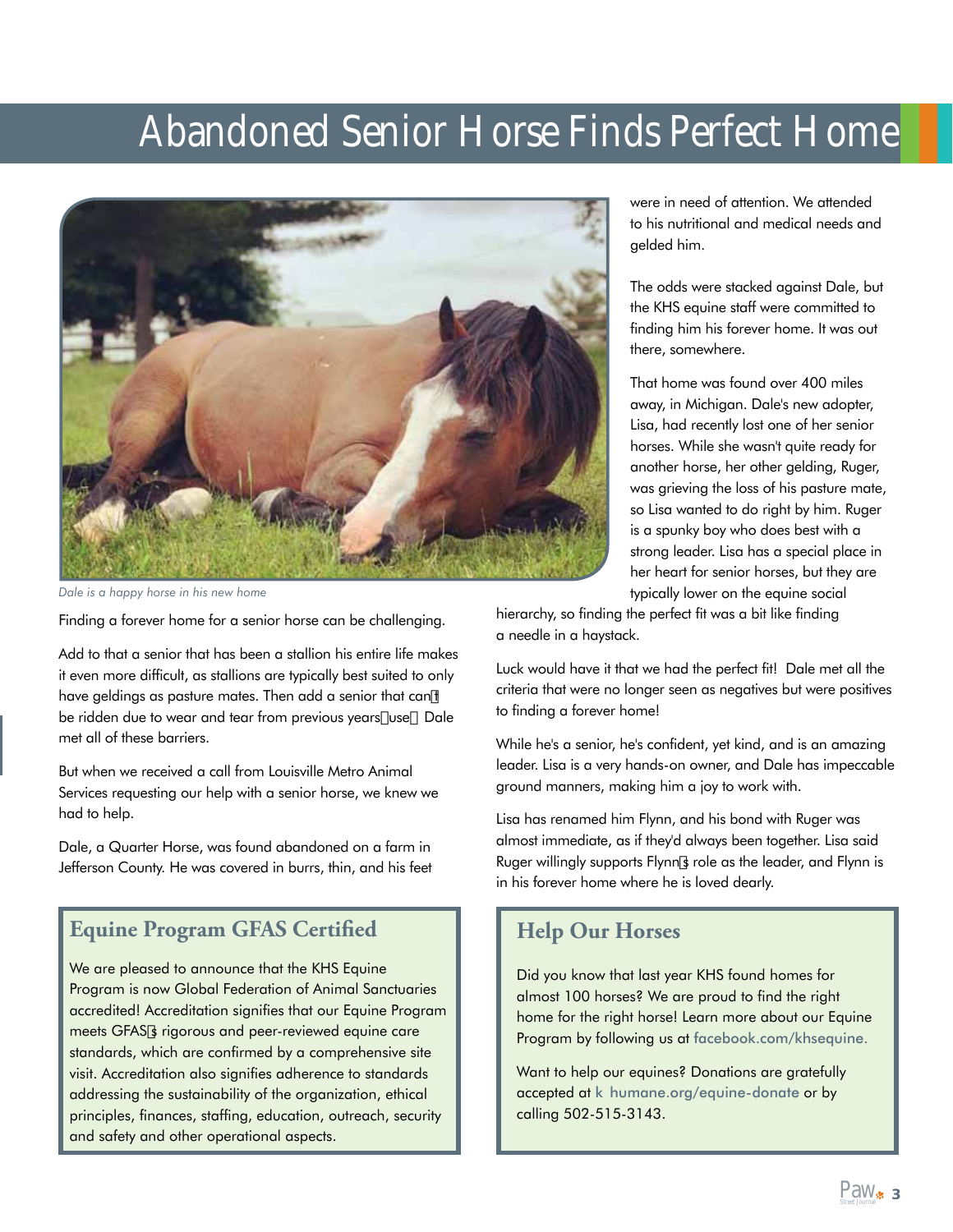# Abandoned Senior Horse Finds Perfect Home

Dale is a happy horse in his new home

Finding a forever home for a senior horse can be challenging.

Add to that a senior that has been a stallion his entire life makes it even more difficult, as stallions are typically best suited to only have geldings as pasture mates. Then add a senior that can't be ridden due to wear and tear from previous years' use. Dale met all of these barriers.

But when we received a call from Louisville Metro Animal Services requesting our help with a senior horse, we knew we had to help.

Dale, a Quarter Horse, was found abandoned on a farm in Jefferson County. He was covered in burrs, thin, and his feet were in need of attention. We attended to his nutritional and medical needs and gelded him.

The odds were stacked against Dale, but the KHS equine staff were committed to finding him his forever home. It was out there, somewhere.

That home was found over 400 miles away, in Michigan. Dale's new adopter, Lisa, had recently lost one of her senior horses. While she wasn't quite ready for another horse, her other gelding, Ruger, was grieving the loss of his pasture mate, so Lisa wanted to do right by him. Ruger is a spunky boy who does best with a strong leader. Lisa has a special place in her heart for senior horses, but they are typically lower on the equine social hierarchy, so finding the perfect fit was a bit like finding a needle in a haystack.

Luck would have it that we had the perfect fit! Dale met all the criteria that were no longer seen as negatives but were positives to finding a forever home!

While he's a senior, he's confident, yet kind, and is an amazing leader. Lisa is a very hands-on owner, and Dale has impeccable ground manners, making him a joy to work with.

Lisa has renamed him Flynn, and his bond with Ruger was almost immediate, as if they'd always been together. Lisa said Ruger willingly supports Flynn's role as the leader, and Flynn is in his forever home where he is loved dearly.

## Equine Program GFAS Certified

We are pleased to announce that the KHS Equine Program is now Global Federation of Animal Sanctuaries accredited! Accreditation signifies that our Equine Program meets GFAS's rigorous and peer-reviewed equine care standards, which are confirmed by a comprehensive site visit. Accreditation also signifies adherence to standards addressing the sustainability of the organization, ethical principles, finances, staffing, education, outreach, security and safety and other operational aspects.

## Help Our Horses

Did you know that last year KHS found homes for almost 100 horses? We are proud to find the right home for the right horse! Learn more about our Equine Program by following us at facebook.com/khsequine.

Want to help our equines? Donations are gratefully accepted at k humane.org/equine-donate or by calling 502-515-3143.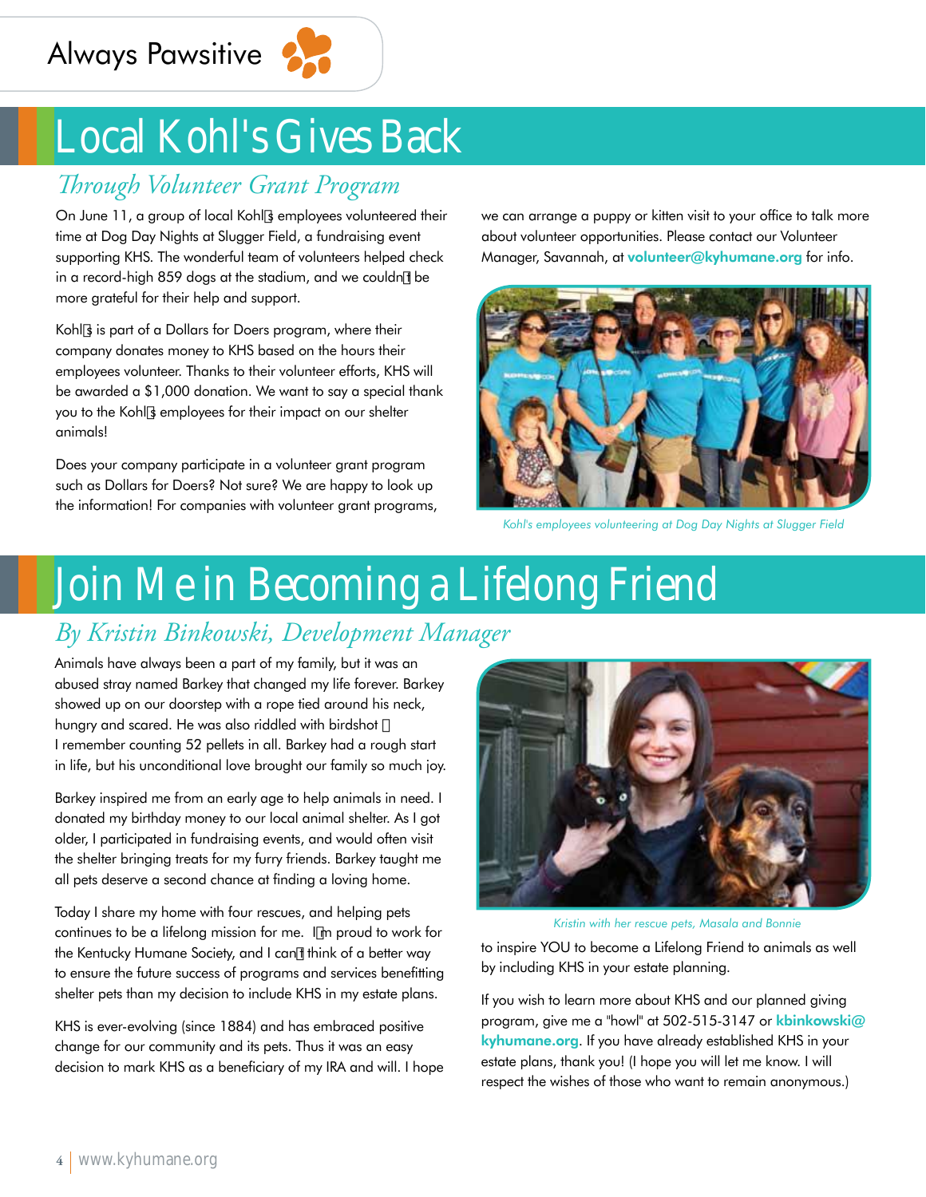Always Pawsitive

# Local Kohl's Gives Back

## *Through Volunteer Grant Program*

On June 11, a group of local Kohl's employees volunteered their time at Dog Day Nights at Slugger Field, a fundraising event supporting KHS. The wonderful team of volunteers helped check in a record-high 859 dogs at the stadium, and we couldn't be more grateful for their help and support.

Kohl's is part of a Dollars for Doers program, where their company donates money to KHS based on the hours their employees volunteer. Thanks to their volunteer efforts, KHS will be awarded a $1,000 donation. We want to say a special thank you to the Kohl's employees for their impact on our shelter animals!

Does your company participate in a volunteer grant program such as Dollars for Doers? Not sure? We are happy to look up the information! For companies with volunteer grant programs, we can arrange a puppy or kitten visit to your office to talk more about volunteer opportunities. Please contact our Volunteer Manager, Savannah, at **volunteer@kyhumane.org** for info.

*Kohl's employees volunteering at Dog Day Nights at Slugger Field*

# Join Me in Becoming a Lifelong Friend

## *By Kristin Binkowski, Development Manager*

Animals have always been a part of my family, but it was an abused stray named Barkey that changed my life forever. Barkey showed up on our doorstep with a rope tied around his neck, hungry and scared. He was also riddled with birdshot – I remember counting 52 pellets in all. Barkey had a rough start in life, but his unconditional love brought our family so much joy.

Barkey inspired me from an early age to help animals in need. I donated my birthday money to our local animal shelter. As I got older, I participated in fundraising events, and would often visit the shelter bringing treats for my furry friends. Barkey taught me all pets deserve a second chance at finding a loving home.

Today I share my home with four rescues, and helping pets continues to be a lifelong mission for me. I'm proud to work for the Kentucky Humane Society, and I can't think of a better way to ensure the future success of programs and services benefitting shelter pets than my decision to include KHS in my estate plans.

KHS is ever-evolving (since 1884) and has embraced positive change for our community and its pets. Thus it was an easy decision to mark KHS as a beneficiary of my IRA and will. I hope to inspire YOU to become a Lifelong Friend to animals as well by including KHS in your estate planning.

*Kristin with her rescue pets, Masala and Bonnie*

If you wish to learn more about KHS and our planned giving program, give me a "howl" at 502-515-3147 or **kbinkowski@kyhumane.org**. If you have already established KHS in your estate plans, thank you! (I hope you will let me know. I will respect the wishes of those who want to remain anonymous.)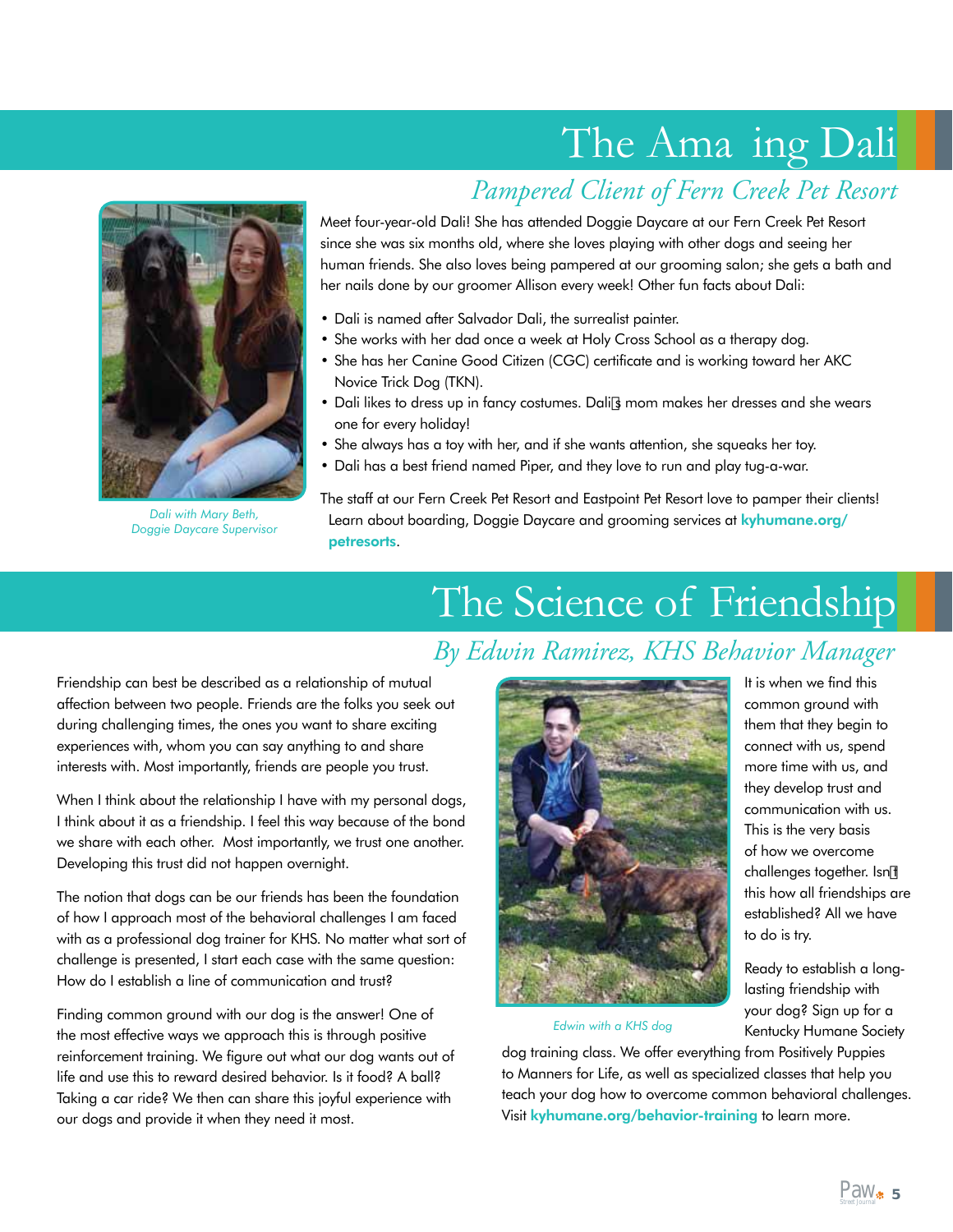# The Ama ing Dali

## *Pampered Client of Fern Creek Pet Resort*

Meet four-year-old Dali! She has attended Doggie Daycare at our Fern Creek Pet Resort since she was six months old, where she loves playing with other dogs and seeing her human friends. She also loves being pampered at our grooming salon; she gets a bath and her nails done by our groomer Allison every week! Other fun facts about Dali:

- Dali is named after Salvador Dali, the surrealist painter.
- She works with her dad once a week at Holy Cross School as a therapy dog.
- She has her Canine Good Citizen (CGC) certificate and is working toward her AKC Novice Trick Dog (TKN).
- Dali likes to dress up in fancy costumes. Dali's mom makes her dresses and she wears one for every holiday!
- She always has a toy with her, and if she wants attention, she squeaks her toy.
- Dali has a best friend named Piper, and they love to run and play tug-a-war.

The staff at our Fern Creek Pet Resort and Eastpoint Pet Resort love to pamper their clients! Learn about boarding, Doggie Daycare and grooming services at **kyhumane.org/petresorts**.

*Dali with Mary Beth, Doggie Daycare Supervisor*

# The Science of Friendship

## *By Edwin Ramirez, KHS Behavior Manager*

Friendship can best be described as a relationship of mutual affection between two people. Friends are the folks you seek out during challenging times, the ones you want to share exciting experiences with, whom you can say anything to and share interests with. Most importantly, friends are people you trust.

When I think about the relationship I have with my personal dogs, I think about it as a friendship. I feel this way because of the bond we share with each other. Most importantly, we trust one another. Developing this trust did not happen overnight.

The notion that dogs can be our friends has been the foundation of how I approach most of the behavioral challenges I am faced with as a professional dog trainer for KHS. No matter what sort of challenge is presented, I start each case with the same question: How do I establish a line of communication and trust?

Finding common ground with our dog is the answer! One of the most effective ways we approach this is through positive reinforcement training. We figure out what our dog wants out of life and use this to reward desired behavior. Is it food? A ball? Taking a car ride? We then can share this joyful experience with our dogs and provide it when they need it most.

*Edwin with a KHS dog*

It is when we find this common ground with them that they begin to connect with us, spend more time with us, and they develop trust and communication with us. This is the very basis of how we overcome challenges together. Isn't this how all friendships are established? All we have to do is try.

Ready to establish a long-lasting friendship with your dog? Sign up for a Kentucky Humane Society dog training class. We offer everything from Positively Puppies to Manners for Life, as well as specialized classes that help you teach your dog how to overcome common behavioral challenges. Visit **kyhumane.org/behavior-training** to learn more.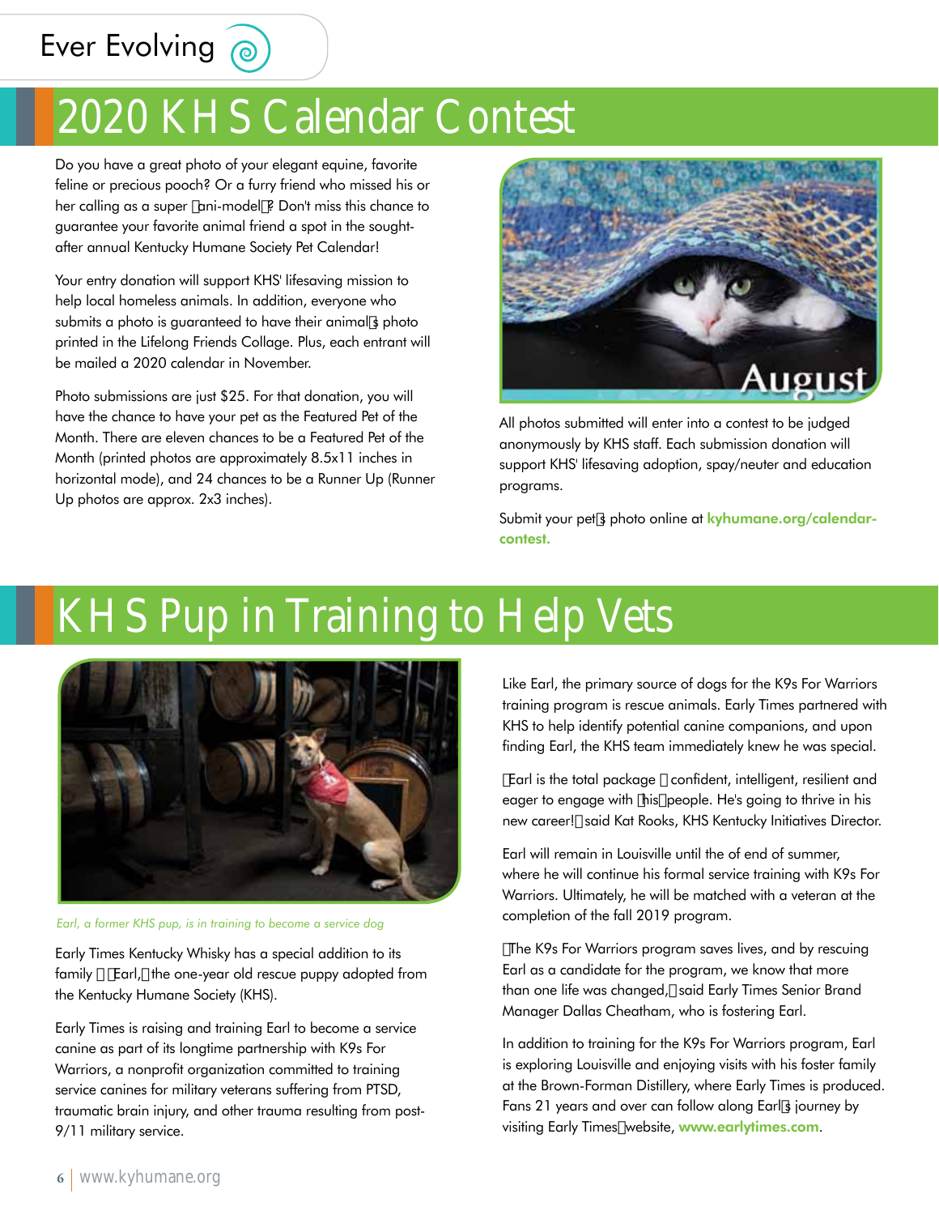Ever Evolving

# 2020 KHS Calendar Contest

Do you have a great photo of your elegant equine, favorite feline or precious pooch? Or a furry friend who missed his or her calling as a super "ani-model"? Don't miss this chance to guarantee your favorite animal friend a spot in the sought-after annual Kentucky Humane Society Pet Calendar!

Your entry donation will support KHS' lifesaving mission to help local homeless animals. In addition, everyone who submits a photo is guaranteed to have their animal's photo printed in the Lifelong Friends Collage. Plus, each entrant will be mailed a 2020 calendar in November.

Photo submissions are just $25. For that donation, you will have the chance to have your pet as the Featured Pet of the Month. There are eleven chances to be a Featured Pet of the Month (printed photos are approximately 8.5x11 inches in horizontal mode), and 24 chances to be a Runner Up (Runner Up photos are approx. 2x3 inches).

August

All photos submitted will enter into a contest to be judged anonymously by KHS staff. Each submission donation will support KHS' lifesaving adoption, spay/neuter and education programs.

Submit your pet's photo online at **kyhumane.org/calendar-contest.**

# KHS Pup in Training to Help Vets

*Earl, a former KHS pup, is in training to become a service dog*

Early Times Kentucky Whisky has a special addition to its family — "Earl," the one-year old rescue puppy adopted from the Kentucky Humane Society (KHS).

Early Times is raising and training Earl to become a service canine as part of its longtime partnership with K9s For Warriors, a nonprofit organization committed to training service canines for military veterans suffering from PTSD, traumatic brain injury, and other trauma resulting from post-9/11 military service.

Like Earl, the primary source of dogs for the K9s For Warriors training program is rescue animals. Early Times partnered with KHS to help identify potential canine companions, and upon finding Earl, the KHS team immediately knew he was special.

"Earl is the total package – confident, intelligent, resilient and eager to engage with "his" people. He's going to thrive in his new career!" said Kat Rooks, KHS Kentucky Initiatives Director.

Earl will remain in Louisville until the of end of summer, where he will continue his formal service training with K9s For Warriors. Ultimately, he will be matched with a veteran at the completion of the fall 2019 program.

"The K9s For Warriors program saves lives, and by rescuing Earl as a candidate for the program, we know that more than one life was changed," said Early Times Senior Brand Manager Dallas Cheatham, who is fostering Earl.

In addition to training for the K9s For Warriors program, Earl is exploring Louisville and enjoying visits with his foster family at the Brown-Forman Distillery, where Early Times is produced. Fans 21 years and over can follow along Earl's journey by visiting Early Times' website, **www.earlytimes.com**.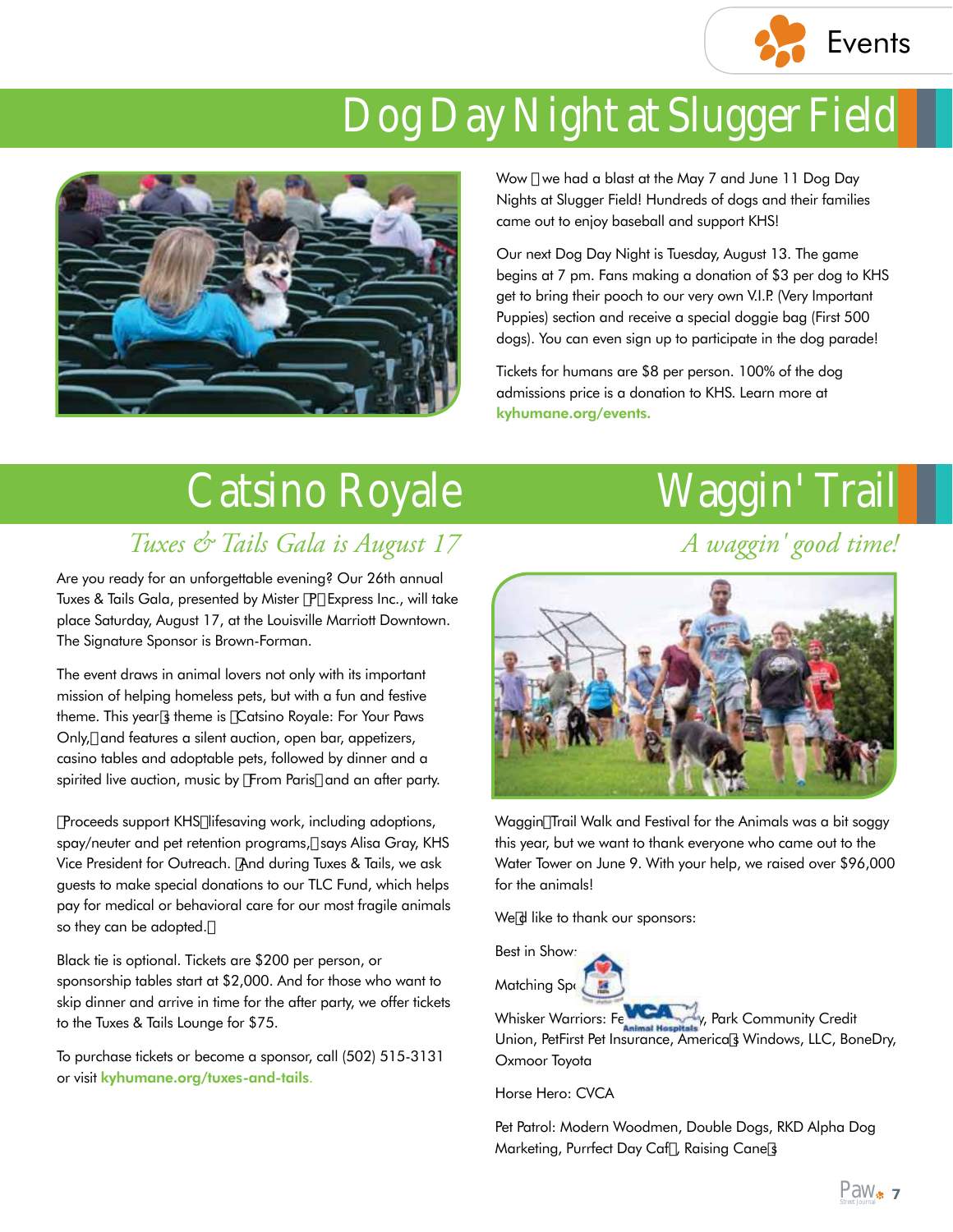# Dog Day Night at Slugger Field

Wow – we had a blast at the May 7 and June 11 Dog Day Nights at Slugger Field! Hundreds of dogs and their families came out to enjoy baseball and support KHS!

Our next Dog Day Night is Tuesday, August 13. The game begins at 7 pm. Fans making a donation of $3 per dog to KHS get to bring their pooch to our very own V.I.P. (Very Important Puppies) section and receive a special doggie bag (First 500 dogs). You can even sign up to participate in the dog parade!

Tickets for humans are $8 per person. 100% of the dog admissions price is a donation to KHS. Learn more at **kyhumane.org/events.**

# Catsino Royale

## *Tuxes & Tails Gala is August 17*

Are you ready for an unforgettable evening? Our 26th annual Tuxes & Tails Gala, presented by Mister "P" Express Inc., will take place Saturday, August 17, at the Louisville Marriott Downtown. The Signature Sponsor is Brown-Forman.

The event draws in animal lovers not only with its important mission of helping homeless pets, but with a fun and festive theme. This year's theme is "Catsino Royale: For Your Paws Only," and features a silent auction, open bar, appetizers, casino tables and adoptable pets, followed by dinner and a spirited live auction, music by "From Paris" and an after party.

"Proceeds support KHS' lifesaving work, including adoptions, spay/neuter and pet retention programs," says Alisa Gray, KHS Vice President for Outreach. "And during Tuxes & Tails, we ask guests to make special donations to our TLC Fund, which helps pay for medical or behavioral care for our most fragile animals so they can be adopted."

Black tie is optional. Tickets are $200 per person, or sponsorship tables start at $2,000. And for those who want to skip dinner and arrive in time for the after party, we offer tickets to the Tuxes & Tails Lounge for $75.

To purchase tickets or become a sponsor, call (502) 515-3131 or visit **kyhumane.org/tuxes-and-tails**.

# Waggin' Trail

## *A waggin' good time!*

Waggin' Trail Walk and Festival for the Animals was a bit soggy this year, but we want to thank everyone who came out to the Water Tower on June 9. With your help, we raised over $96,000 for the animals!

We'd like to thank our sponsors:

Best in Show:

Matching Sp

Whisker Warriors: Fe y, Park Community Credit Union, PetFirst Pet Insurance, America's Windows, LLC, BoneDry, Oxmoor Toyota

Horse Hero: CVCA

Pet Patrol: Modern Woodmen, Double Dogs, RKD Alpha Dog Marketing, Purrfect Day Café, Raising Cane's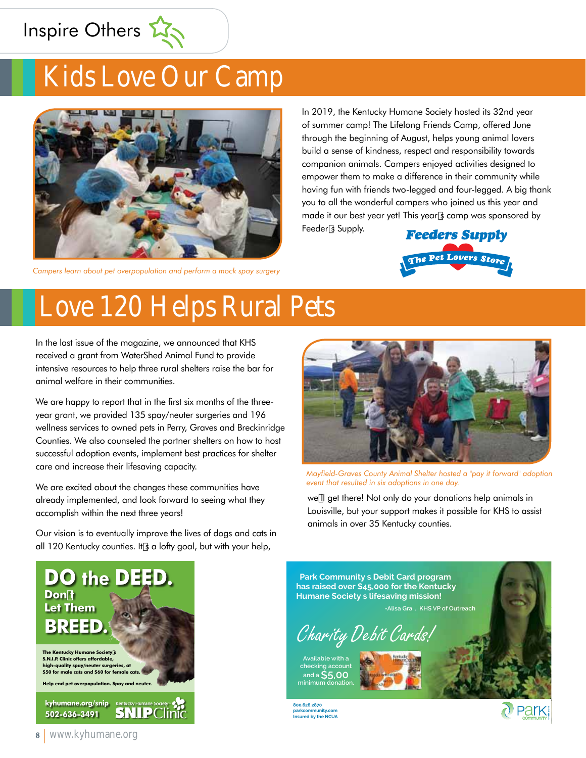## Inspire Others

# Kids Love Our Camp

Campers learn about pet overpopulation and perform a mock spay surgery

In 2019, the Kentucky Humane Society hosted its 32nd year of summer camp! The Lifelong Friends Camp, offered June through the beginning of August, helps young animal lovers build a sense of kindness, respect and responsibility towards companion animals. Campers enjoyed activities designed to empower them to make a difference in their community while having fun with friends two-legged and four-legged. A big thank you to all the wonderful campers who joined us this year and made it our best year yet! This year's camp was sponsored by Feeder's Supply.

Feeders Supply
The Pet Lovers Store

# Love 120 Helps Rural Pets

In the last issue of the magazine, we announced that KHS received a grant from WaterShed Animal Fund to provide intensive resources to help three rural shelters raise the bar for animal welfare in their communities.

We are happy to report that in the first six months of the three-year grant, we provided 135 spay/neuter surgeries and 196 wellness services to owned pets in Perry, Graves and Breckinridge Counties. We also counseled the partner shelters on how to host successful adoption events, implement best practices for shelter care and increase their lifesaving capacity.

We are excited about the changes these communities have already implemented, and look forward to seeing what they accomplish within the next three years!

Our vision is to eventually improve the lives of dogs and cats in all 120 Kentucky counties. It's a lofty goal, but with your help, we'll get there! Not only do your donations help animals in Louisville, but your support makes it possible for KHS to assist animals in over 35 Kentucky counties.

Mayfield-Graves County Animal Shelter hosted a "pay it forward" adoption event that resulted in six adoptions in one day.

**DO the DEED.**
**Don't Let Them BREED.**

**The Kentucky Humane Society's S.N.I.P. Clinic offers affordable, high-quality spay/neuter surgeries, at $50 for male cats and $60 for female cats.**

**Help end pet overpopulation. Spay and neuter.**

**kyhumane.org/snip**
**502-636-3491**

Kentucky Humane Society SNIP Clinic

**Park Community's Debit Card program has raised over $45,000 for the Kentucky Humane Society's lifesaving mission!**

-Alisa Gray, KHS VP of Outreach

Charity Debit Cards!

Available with a checking account and a $5.00 minimum donation.

800.626.2870
parkcommunity.com
Insured by the NCUA

Park Community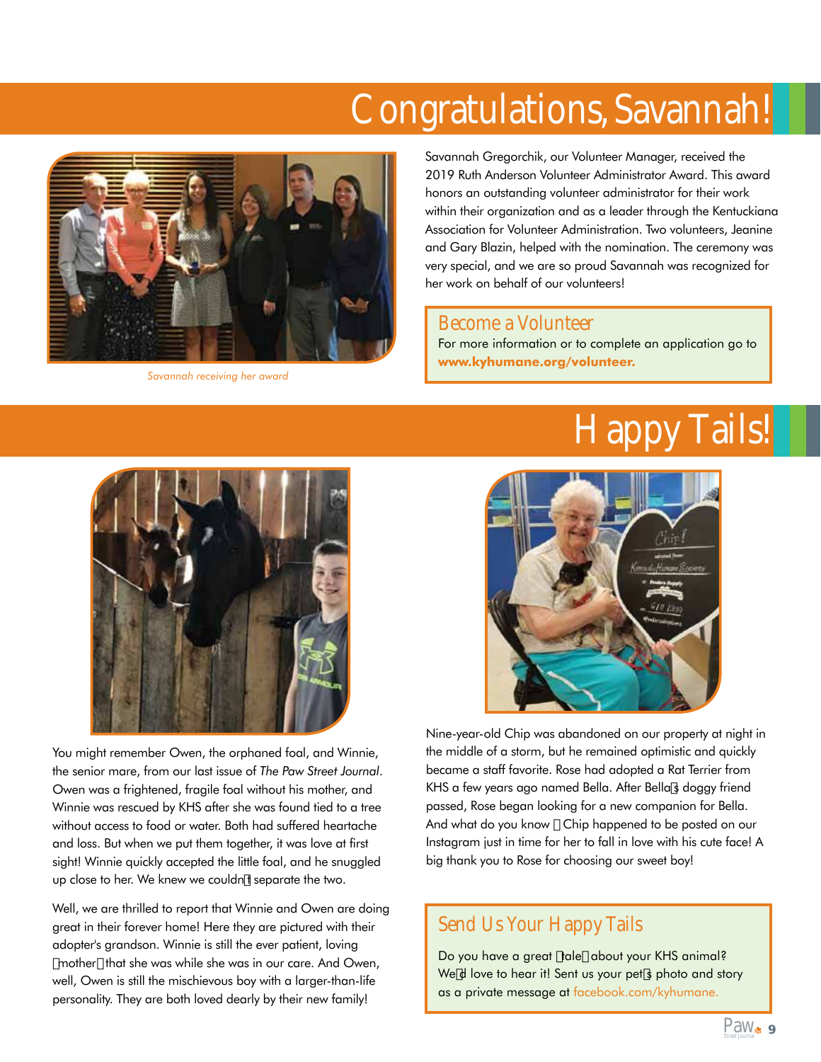# Congratulations, Savannah!

Savannah receiving her award

Savannah Gregorchik, our Volunteer Manager, received the 2019 Ruth Anderson Volunteer Administrator Award. This award honors an outstanding volunteer administrator for their work within their organization and as a leader through the Kentuckiana Association for Volunteer Administration. Two volunteers, Jeanine and Gary Blazin, helped with the nomination. The ceremony was very special, and we are so proud Savannah was recognized for her work on behalf of our volunteers!

## Become a Volunteer

For more information or to complete an application go to **www.kyhumane.org/volunteer.**

# Happy Tails!

You might remember Owen, the orphaned foal, and Winnie, the senior mare, from our last issue of *The Paw Street Journal*. Owen was a frightened, fragile foal without his mother, and Winnie was rescued by KHS after she was found tied to a tree without access to food or water. Both had suffered heartache and loss. But when we put them together, it was love at first sight! Winnie quickly accepted the little foal, and he snuggled up close to her. We knew we couldn't separate the two.

Well, we are thrilled to report that Winnie and Owen are doing great in their forever home! Here they are pictured with their adopter's grandson. Winnie is still the ever patient, loving "mother" that she was while she was in our care. And Owen, well, Owen is still the mischievous boy with a larger-than-life personality. They are both loved dearly by their new family!

Nine-year-old Chip was abandoned on our property at night in the middle of a storm, but he remained optimistic and quickly became a staff favorite. Rose had adopted a Rat Terrier from KHS a few years ago named Bella. After Bella's doggy friend passed, Rose began looking for a new companion for Bella. And what do you know – Chip happened to be posted on our Instagram just in time for her to fall in love with his cute face! A big thank you to Rose for choosing our sweet boy!

## Send Us Your Happy Tails

Do you have a great "tale" about your KHS animal? We'd love to hear it! Sent us your pet's photo and story as a private message at facebook.com/kyhumane.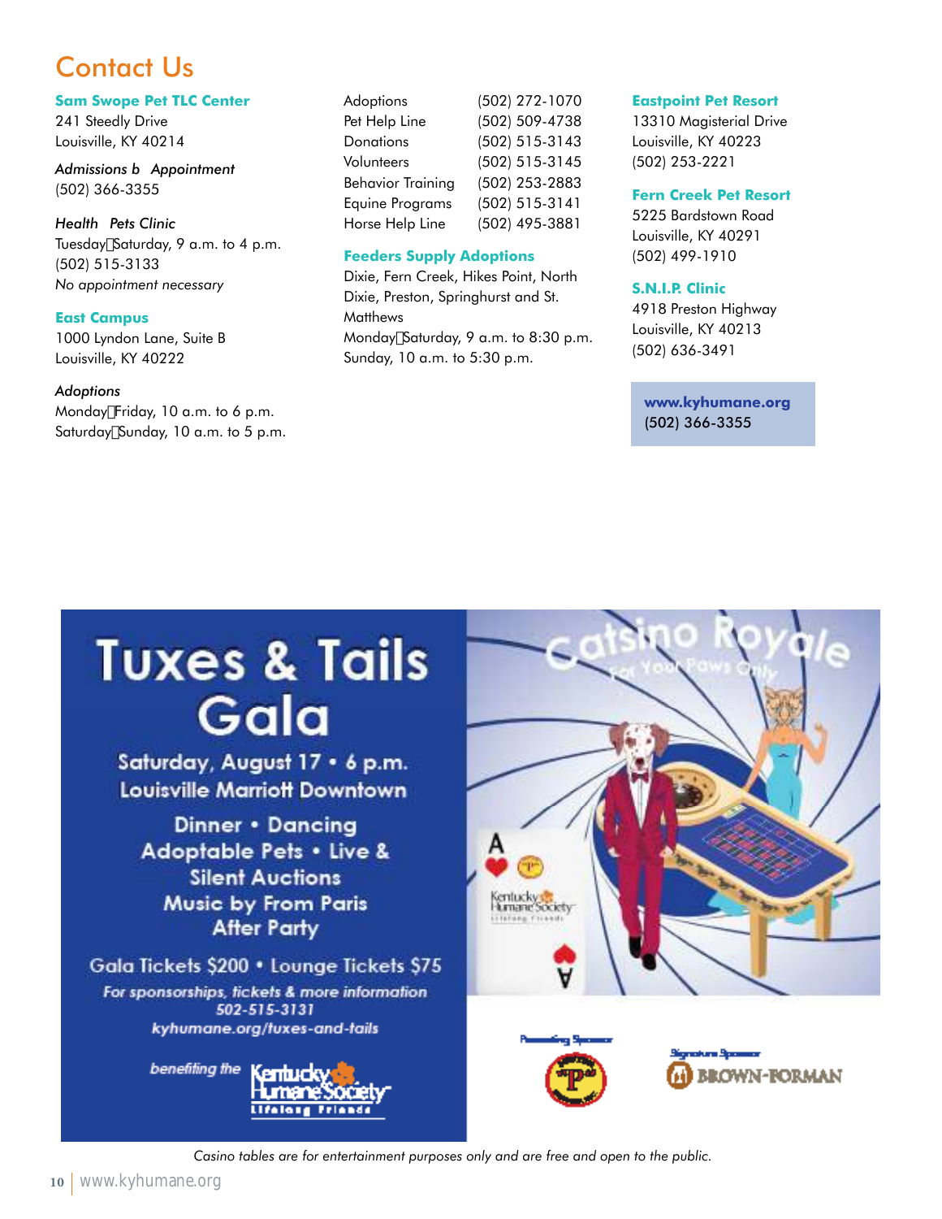## Contact Us

**Sam Swope Pet TLC Center**
241 Steedly Drive
Louisville, KY 40214

*Admissions b Appointment*
(502) 366-3355

*Health Pets Clinic*
Tuesday–Saturday, 9 a.m. to 4 p.m.
(502) 515-3133
*No appointment necessary*

**East Campus**
1000 Lyndon Lane, Suite B
Louisville, KY 40222

*Adoptions*
Monday–Friday, 10 a.m. to 6 p.m.
Saturday–Sunday, 10 a.m. to 5 p.m.

| | |
|---|---|
| Adoptions | (502) 272-1070 |
| Pet Help Line | (502) 509-4738 |
| Donations | (502) 515-3143 |
| Volunteers | (502) 515-3145 |
| Behavior Training | (502) 253-2883 |
| Equine Programs | (502) 515-3141 |
| Horse Help Line | (502) 495-3881 |

**Feeders Supply Adoptions**
Dixie, Fern Creek, Hikes Point, North Dixie, Preston, Springhurst and St. Matthews
Monday–Saturday, 9 a.m. to 8:30 p.m.
Sunday, 10 a.m. to 5:30 p.m.

**Eastpoint Pet Resort**
13310 Magisterial Drive
Louisville, KY 40223
(502) 253-2221

**Fern Creek Pet Resort**
5225 Bardstown Road
Louisville, KY 40291
(502) 499-1910

**S.N.I.P. Clinic**
4918 Preston Highway
Louisville, KY 40213
(502) 636-3491

**www.kyhumane.org**
(502) 366-3355

# Tuxes & Tails Gala

**Saturday, August 17 • 6 p.m.**
**Louisville Marriott Downtown**

**Dinner • Dancing**
**Adoptable Pets • Live & Silent Auctions**
**Music by From Paris**
**After Party**

**Gala Tickets $200 • Lounge Tickets $75**

*For sponsorships, tickets & more information*
*502-515-3131*
*kyhumane.org/tuxes-and-tails*

*benefiting the* Kentucky Humane Society Lifelong Friends

Catsino Royale
For Your Paws Only

Presenting Sponsor

Signature Sponsor BROWN-FORMAN

*Casino tables are for entertainment purposes only and are free and open to the public.*